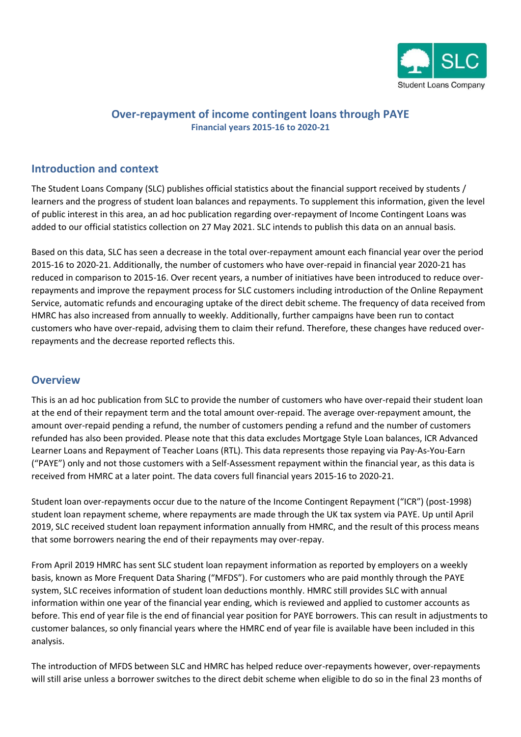# Over-repayment of income contingent loans through PAYE

**Financial years 2015-16 to 2020-21**

## Introduction and context

The Student Loans Company (SLC) publishes official statistics about the financial support received by students / learners and the progress of student loan balances and repayments. To supplement this information, given the level of public interest in this area, an ad hoc publication regarding over-repayment of Income Contingent Loans was added to our official statistics collection on 27 May 2021. SLC intends to publish this data on an annual basis.

Based on this data, SLC has seen a decrease in the total over-repayment amount each financial year over the period 2015-16 to 2020-21. Additionally, the number of customers who have over-repaid in financial year 2020-21 has reduced in comparison to 2015-16. Over recent years, a number of initiatives have been introduced to reduce over-repayments and improve the repayment process for SLC customers including introduction of the Online Repayment Service, automatic refunds and encouraging uptake of the direct debit scheme. The frequency of data received from HMRC has also increased from annually to weekly. Additionally, further campaigns have been run to contact customers who have over-repaid, advising them to claim their refund. Therefore, these changes have reduced over-repayments and the decrease reported reflects this.

## Overview

This is an ad hoc publication from SLC to provide the number of customers who have over-repaid their student loan at the end of their repayment term and the total amount over-repaid. The average over-repayment amount, the amount over-repaid pending a refund, the number of customers pending a refund and the number of customers refunded has also been provided. Please note that this data excludes Mortgage Style Loan balances, ICR Advanced Learner Loans and Repayment of Teacher Loans (RTL). This data represents those repaying via Pay-As-You-Earn ("PAYE") only and not those customers with a Self-Assessment repayment within the financial year, as this data is received from HMRC at a later point. The data covers full financial years 2015-16 to 2020-21.

Student loan over-repayments occur due to the nature of the Income Contingent Repayment ("ICR") (post-1998) student loan repayment scheme, where repayments are made through the UK tax system via PAYE. Up until April 2019, SLC received student loan repayment information annually from HMRC, and the result of this process means that some borrowers nearing the end of their repayments may over-repay.

From April 2019 HMRC has sent SLC student loan repayment information as reported by employers on a weekly basis, known as More Frequent Data Sharing ("MFDS"). For customers who are paid monthly through the PAYE system, SLC receives information of student loan deductions monthly. HMRC still provides SLC with annual information within one year of the financial year ending, which is reviewed and applied to customer accounts as before. This end of year file is the end of financial year position for PAYE borrowers. This can result in adjustments to customer balances, so only financial years where the HMRC end of year file is available have been included in this analysis.

The introduction of MFDS between SLC and HMRC has helped reduce over-repayments however, over-repayments will still arise unless a borrower switches to the direct debit scheme when eligible to do so in the final 23 months of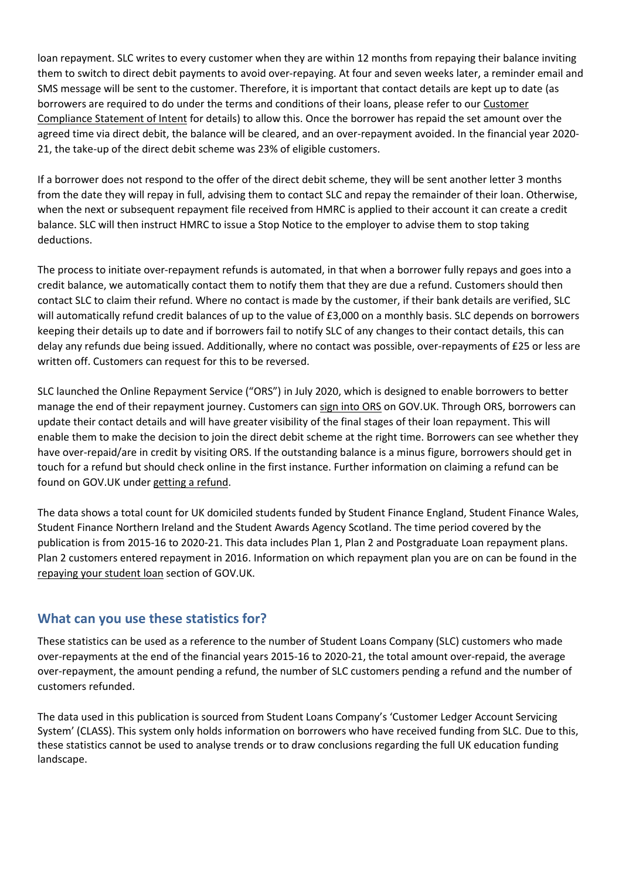loan repayment. SLC writes to every customer when they are within 12 months from repaying their balance inviting them to switch to direct debit payments to avoid over-repaying. At four and seven weeks later, a reminder email and SMS message will be sent to the customer. Therefore, it is important that contact details are kept up to date (as borrowers are required to do under the terms and conditions of their loans, please refer to our Customer Compliance Statement of Intent for details) to allow this. Once the borrower has repaid the set amount over the agreed time via direct debit, the balance will be cleared, and an over-repayment avoided. In the financial year 2020-21, the take-up of the direct debit scheme was 23% of eligible customers.

If a borrower does not respond to the offer of the direct debit scheme, they will be sent another letter 3 months from the date they will repay in full, advising them to contact SLC and repay the remainder of their loan. Otherwise, when the next or subsequent repayment file received from HMRC is applied to their account it can create a credit balance. SLC will then instruct HMRC to issue a Stop Notice to the employer to advise them to stop taking deductions.

The process to initiate over-repayment refunds is automated, in that when a borrower fully repays and goes into a credit balance, we automatically contact them to notify them that they are due a refund. Customers should then contact SLC to claim their refund. Where no contact is made by the customer, if their bank details are verified, SLC will automatically refund credit balances of up to the value of £3,000 on a monthly basis. SLC depends on borrowers keeping their details up to date and if borrowers fail to notify SLC of any changes to their contact details, this can delay any refunds due being issued. Additionally, where no contact was possible, over-repayments of £25 or less are written off. Customers can request for this to be reversed.

SLC launched the Online Repayment Service ("ORS") in July 2020, which is designed to enable borrowers to better manage the end of their repayment journey. Customers can sign into ORS on GOV.UK. Through ORS, borrowers can update their contact details and will have greater visibility of the final stages of their loan repayment. This will enable them to make the decision to join the direct debit scheme at the right time. Borrowers can see whether they have over-repaid/are in credit by visiting ORS. If the outstanding balance is a minus figure, borrowers should get in touch for a refund but should check online in the first instance. Further information on claiming a refund can be found on GOV.UK under getting a refund.

The data shows a total count for UK domiciled students funded by Student Finance England, Student Finance Wales, Student Finance Northern Ireland and the Student Awards Agency Scotland. The time period covered by the publication is from 2015-16 to 2020-21. This data includes Plan 1, Plan 2 and Postgraduate Loan repayment plans. Plan 2 customers entered repayment in 2016. Information on which repayment plan you are on can be found in the repaying your student loan section of GOV.UK.

## What can you use these statistics for?

These statistics can be used as a reference to the number of Student Loans Company (SLC) customers who made over-repayments at the end of the financial years 2015-16 to 2020-21, the total amount over-repaid, the average over-repayment, the amount pending a refund, the number of SLC customers pending a refund and the number of customers refunded.

The data used in this publication is sourced from Student Loans Company's 'Customer Ledger Account Servicing System' (CLASS). This system only holds information on borrowers who have received funding from SLC. Due to this, these statistics cannot be used to analyse trends or to draw conclusions regarding the full UK education funding landscape.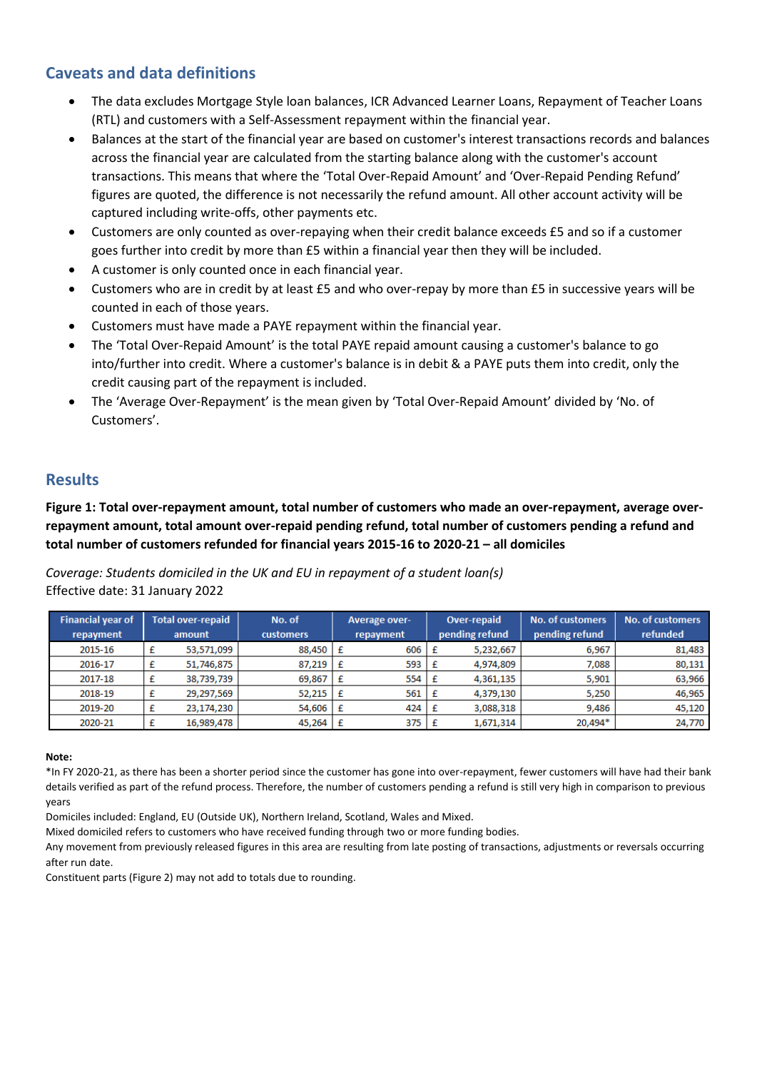## Caveats and data definitions

- The data excludes Mortgage Style loan balances, ICR Advanced Learner Loans, Repayment of Teacher Loans (RTL) and customers with a Self-Assessment repayment within the financial year.
- Balances at the start of the financial year are based on customer's interest transactions records and balances across the financial year are calculated from the starting balance along with the customer's account transactions. This means that where the 'Total Over-Repaid Amount' and 'Over-Repaid Pending Refund' figures are quoted, the difference is not necessarily the refund amount. All other account activity will be captured including write-offs, other payments etc.
- Customers are only counted as over-repaying when their credit balance exceeds £5 and so if a customer goes further into credit by more than £5 within a financial year then they will be included.
- A customer is only counted once in each financial year.
- Customers who are in credit by at least £5 and who over-repay by more than £5 in successive years will be counted in each of those years.
- Customers must have made a PAYE repayment within the financial year.
- The 'Total Over-Repaid Amount' is the total PAYE repaid amount causing a customer's balance to go into/further into credit. Where a customer's balance is in debit & a PAYE puts them into credit, only the credit causing part of the repayment is included.
- The 'Average Over-Repayment' is the mean given by 'Total Over-Repaid Amount' divided by 'No. of Customers'.

## Results

**Figure 1: Total over-repayment amount, total number of customers who made an over-repayment, average over-repayment amount, total amount over-repaid pending refund, total number of customers pending a refund and total number of customers refunded for financial years 2015-16 to 2020-21 – all domiciles**

*Coverage: Students domiciled in the UK and EU in repayment of a student loan(s)*
Effective date: 31 January 2022

| Financial year of repayment | Total over-repaid amount | No. of customers | Average over-repayment | Over-repaid pending refund | No. of customers pending refund | No. of customers refunded |
|---|---|---|---|---|---|---|
| 2015-16 | £ 53,571,099 | 88,450 | £ 606 | £ 5,232,667 | 6,967 | 81,483 |
| 2016-17 | £ 51,746,875 | 87,219 | £ 593 | £ 4,974,809 | 7,088 | 80,131 |
| 2017-18 | £ 38,739,739 | 69,867 | £ 554 | £ 4,361,135 | 5,901 | 63,966 |
| 2018-19 | £ 29,297,569 | 52,215 | £ 561 | £ 4,379,130 | 5,250 | 46,965 |
| 2019-20 | £ 23,174,230 | 54,606 | £ 424 | £ 3,088,318 | 9,486 | 45,120 |
| 2020-21 | £ 16,989,478 | 45,264 | £ 375 | £ 1,671,314 | 20,494* | 24,770 |

**Note:**
*In FY 2020-21, as there has been a shorter period since the customer has gone into over-repayment, fewer customers will have had their bank details verified as part of the refund process. Therefore, the number of customers pending a refund is still very high in comparison to previous years
Domiciles included: England, EU (Outside UK), Northern Ireland, Scotland, Wales and Mixed.
Mixed domiciled refers to customers who have received funding through two or more funding bodies.
Any movement from previously released figures in this area are resulting from late posting of transactions, adjustments or reversals occurring after run date.
Constituent parts (Figure 2) may not add to totals due to rounding.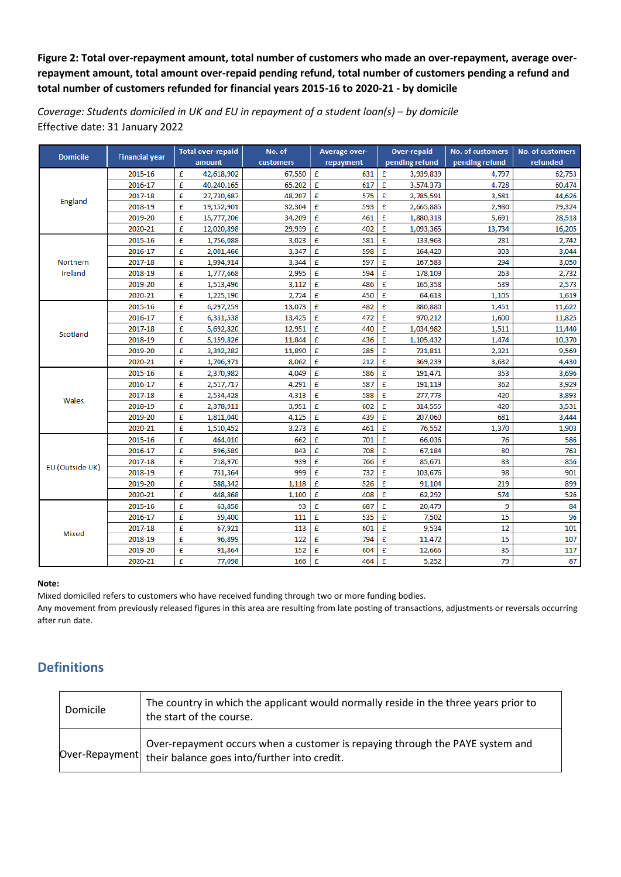**Figure 2: Total over-repayment amount, total number of customers who made an over-repayment, average over-repayment amount, total amount over-repaid pending refund, total number of customers pending a refund and total number of customers refunded for financial years 2015-16 to 2020-21 - by domicile**

*Coverage: Students domiciled in UK and EU in repayment of a student loan(s) – by domicile*
Effective date: 31 January 2022

| Domicile | Financial year | Total over-repaid amount | No. of customers | Average over-repayment | Over-repaid pending refund | No. of customers pending refund | No. of customers refunded |
|---|---|---|---|---|---|---|---|
| England | 2015-16 | £ 42,618,902 | 67,550 | £ 631 | £ 3,939,839 | 4,797 | 62,753 |
| | 2016-17 | £ 40,240,165 | 65,202 | £ 617 | £ 3,574,373 | 4,728 | 60,474 |
| | 2017-18 | £ 27,730,687 | 48,207 | £ 575 | £ 2,785,591 | 3,581 | 44,626 |
| | 2018-19 | £ 19,152,901 | 32,304 | £ 593 | £ 2,665,885 | 2,980 | 29,324 |
| | 2019-20 | £ 15,777,206 | 34,209 | £ 461 | £ 1,880,318 | 5,691 | 28,518 |
| | 2020-21 | £ 12,020,898 | 29,939 | £ 402 | £ 1,093,365 | 13,734 | 16,205 |
| Northern Ireland | 2015-16 | £ 1,756,088 | 3,023 | £ 581 | £ 133,963 | 281 | 2,742 |
| | 2016-17 | £ 2,001,466 | 3,347 | £ 598 | £ 164,420 | 303 | 3,044 |
| | 2017-18 | £ 1,994,914 | 3,344 | £ 597 | £ 167,583 | 294 | 3,050 |
| | 2018-19 | £ 1,777,668 | 2,995 | £ 594 | £ 178,109 | 263 | 2,732 |
| | 2019-20 | £ 1,513,496 | 3,112 | £ 486 | £ 165,358 | 539 | 2,573 |
| | 2020-21 | £ 1,225,190 | 2,724 | £ 450 | £ 64,613 | 1,105 | 1,619 |
| Scotland | 2015-16 | £ 6,297,259 | 13,073 | £ 482 | £ 880,880 | 1,451 | 11,622 |
| | 2016-17 | £ 6,331,538 | 13,425 | £ 472 | £ 970,212 | 1,600 | 11,825 |
| | 2017-18 | £ 5,692,820 | 12,951 | £ 440 | £ 1,034,982 | 1,511 | 11,440 |
| | 2018-19 | £ 5,159,826 | 11,844 | £ 436 | £ 1,105,432 | 1,474 | 10,370 |
| | 2019-20 | £ 3,392,282 | 11,890 | £ 285 | £ 731,811 | 2,321 | 9,569 |
| | 2020-21 | £ 1,706,971 | 8,062 | £ 212 | £ 369,239 | 3,632 | 4,430 |
| Wales | 2015-16 | £ 2,370,982 | 4,049 | £ 586 | £ 191,471 | 353 | 3,696 |
| | 2016-17 | £ 2,517,717 | 4,291 | £ 587 | £ 191,119 | 362 | 3,929 |
| | 2017-18 | £ 2,534,428 | 4,313 | £ 588 | £ 277,773 | 420 | 3,893 |
| | 2018-19 | £ 2,378,911 | 3,951 | £ 602 | £ 314,555 | 420 | 3,531 |
| | 2019-20 | £ 1,811,040 | 4,125 | £ 439 | £ 207,060 | 681 | 3,444 |
| | 2020-21 | £ 1,510,452 | 3,273 | £ 461 | £ 76,552 | 1,370 | 1,903 |
| EU (Outside UK) | 2015-16 | £ 464,010 | 662 | £ 701 | £ 66,036 | 76 | 586 |
| | 2016-17 | £ 596,589 | 843 | £ 708 | £ 67,184 | 80 | 763 |
| | 2017-18 | £ 718,970 | 939 | £ 766 | £ 85,671 | 83 | 856 |
| | 2018-19 | £ 731,364 | 999 | £ 732 | £ 103,676 | 98 | 901 |
| | 2019-20 | £ 588,342 | 1,118 | £ 526 | £ 91,104 | 219 | 899 |
| | 2020-21 | £ 448,868 | 1,100 | £ 408 | £ 62,292 | 574 | 526 |
| Mixed | 2015-16 | £ 63,858 | 93 | £ 687 | £ 20,479 | 9 | 84 |
| | 2016-17 | £ 59,400 | 111 | £ 535 | £ 7,502 | 15 | 96 |
| | 2017-18 | £ 67,921 | 113 | £ 601 | £ 9,534 | 12 | 101 |
| | 2018-19 | £ 96,899 | 122 | £ 794 | £ 11,472 | 15 | 107 |
| | 2019-20 | £ 91,864 | 152 | £ 604 | £ 12,666 | 35 | 117 |
| | 2020-21 | £ 77,098 | 166 | £ 464 | £ 5,252 | 79 | 87 |

**Note:**
Mixed domiciled refers to customers who have received funding through two or more funding bodies.
Any movement from previously released figures in this area are resulting from late posting of transactions, adjustments or reversals occurring after run date.

## Definitions

| | |
|---|---|
| Domicile | The country in which the applicant would normally reside in the three years prior to the start of the course. |
| Over-Repayment | Over-repayment occurs when a customer is repaying through the PAYE system and their balance goes into/further into credit. |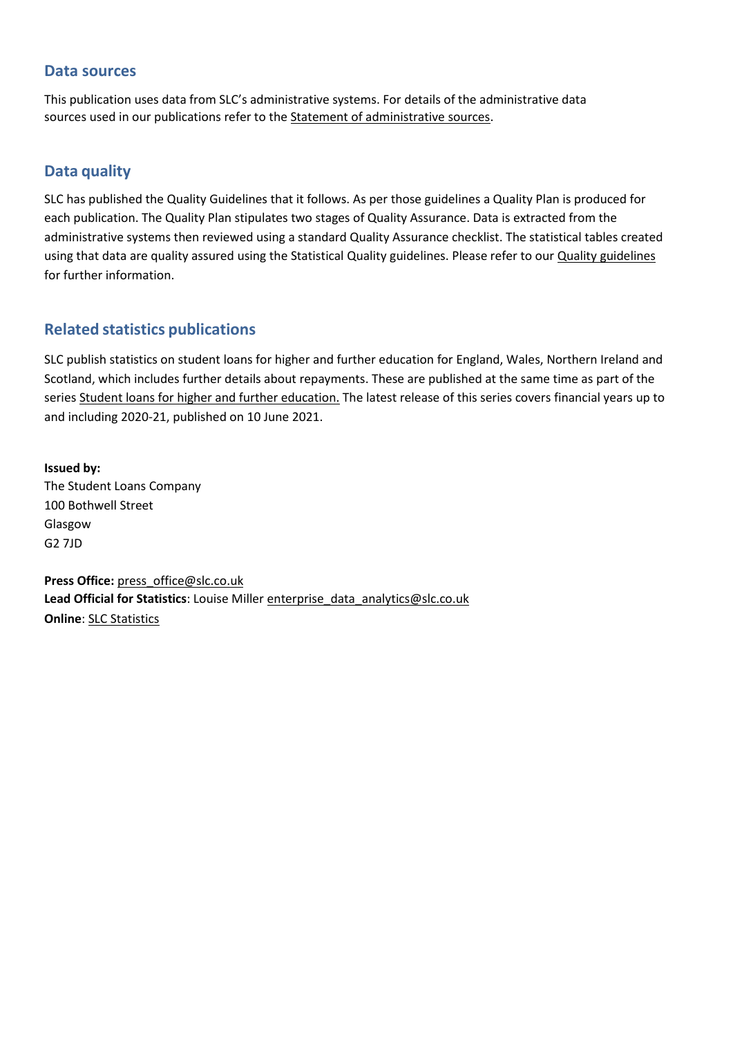## Data sources

This publication uses data from SLC's administrative systems. For details of the administrative data sources used in our publications refer to the Statement of administrative sources.

## Data quality

SLC has published the Quality Guidelines that it follows. As per those guidelines a Quality Plan is produced for each publication. The Quality Plan stipulates two stages of Quality Assurance. Data is extracted from the administrative systems then reviewed using a standard Quality Assurance checklist. The statistical tables created using that data are quality assured using the Statistical Quality guidelines. Please refer to our Quality guidelines for further information.

## Related statistics publications

SLC publish statistics on student loans for higher and further education for England, Wales, Northern Ireland and Scotland, which includes further details about repayments. These are published at the same time as part of the series Student loans for higher and further education. The latest release of this series covers financial years up to and including 2020-21, published on 10 June 2021.

**Issued by:**
The Student Loans Company
100 Bothwell Street
Glasgow
G2 7JD

**Press Office:** press_office@slc.co.uk
**Lead Official for Statistics**: Louise Miller enterprise_data_analytics@slc.co.uk
**Online**: SLC Statistics